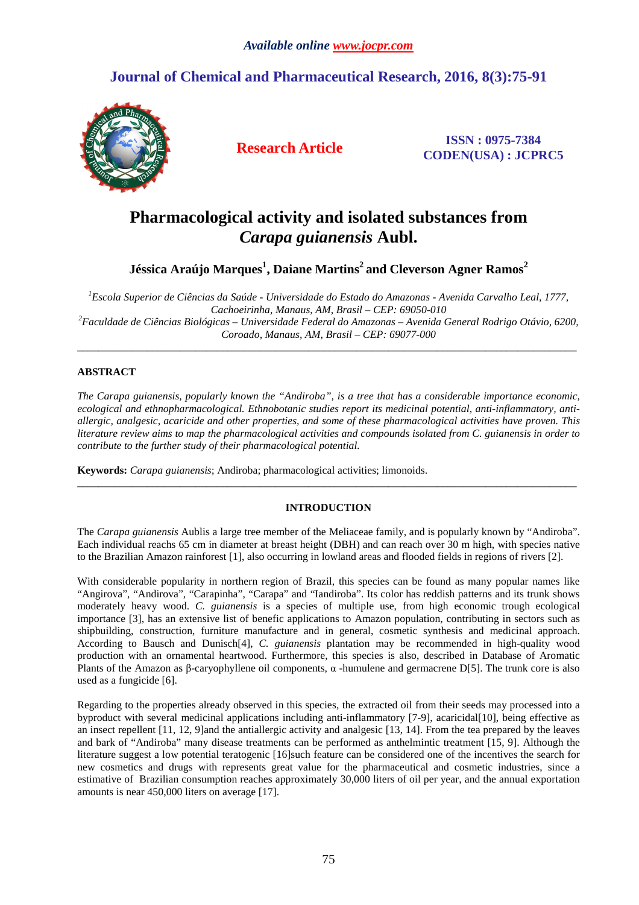Available online www.jocpr.com

# Journal of Chemical and Pharmaceutical Research, 2016, 8(3):75-91

Research Article

ISSN : 0975-7384
CODEN(USA) : JCPRC5

# Pharmacological activity and isolated substances from *Carapa guianensis* Aubl.

**Jéssica Araújo Marques[1], Daiane Martins[2] and Cleverson Agner Ramos[2]**

*[1]Escola Superior de Ciências da Saúde - Universidade do Estado do Amazonas - Avenida Carvalho Leal, 1777, Cachoeirinha, Manaus, AM, Brasil – CEP: 69050-010*
*[2]Faculdade de Ciências Biológicas – Universidade Federal do Amazonas – Avenida General Rodrigo Otávio, 6200, Coroado, Manaus, AM, Brasil – CEP: 69077-000*

---

## ABSTRACT

*The Carapa guianensis, popularly known the "Andiroba", is a tree that has a considerable importance economic, ecological and ethnopharmacological. Ethnobotanic studies report its medicinal potential, anti-inflammatory, anti-allergic, analgesic, acaricide and other properties, and some of these pharmacological activities have proven. This literature review aims to map the pharmacological activities and compounds isolated from C. guianensis in order to contribute to the further study of their pharmacological potential.*

**Keywords:** *Carapa guianensis*; Andiroba; pharmacological activities; limonoids.

---

## INTRODUCTION

The *Carapa guianensis* Aublis a large tree member of the Meliaceae family, and is popularly known by "Andiroba". Each individual reachs 65 cm in diameter at breast height (DBH) and can reach over 30 m high, with species native to the Brazilian Amazon rainforest [1], also occurring in lowland areas and flooded fields in regions of rivers [2].

With considerable popularity in northern region of Brazil, this species can be found as many popular names like "Angirova", "Andirova", "Carapinha", "Carapa" and "Iandiroba". Its color has reddish patterns and its trunk shows moderately heavy wood. *C. guianensis* is a species of multiple use, from high economic trough ecological importance [3], has an extensive list of benefic applications to Amazon population, contributing in sectors such as shipbuilding, construction, furniture manufacture and in general, cosmetic synthesis and medicinal approach. According to Bausch and Dunisch[4], *C. guianensis* plantation may be recommended in high-quality wood production with an ornamental heartwood. Furthermore, this species is also, described in Database of Aromatic Plants of the Amazon as β-caryophyllene oil components, α -humulene and germacrene D[5]. The trunk core is also used as a fungicide [6].

Regarding to the properties already observed in this species, the extracted oil from their seeds may processed into a byproduct with several medicinal applications including anti-inflammatory [7-9], acaricidal[10], being effective as an insect repellent [11, 12, 9]and the antiallergic activity and analgesic [13, 14]. From the tea prepared by the leaves and bark of "Andiroba" many disease treatments can be performed as anthelmintic treatment [15, 9]. Although the literature suggest a low potential teratogenic [16]such feature can be considered one of the incentives the search for new cosmetics and drugs with represents great value for the pharmaceutical and cosmetic industries, since a estimative of Brazilian consumption reaches approximately 30,000 liters of oil per year, and the annual exportation amounts is near 450,000 liters on average [17].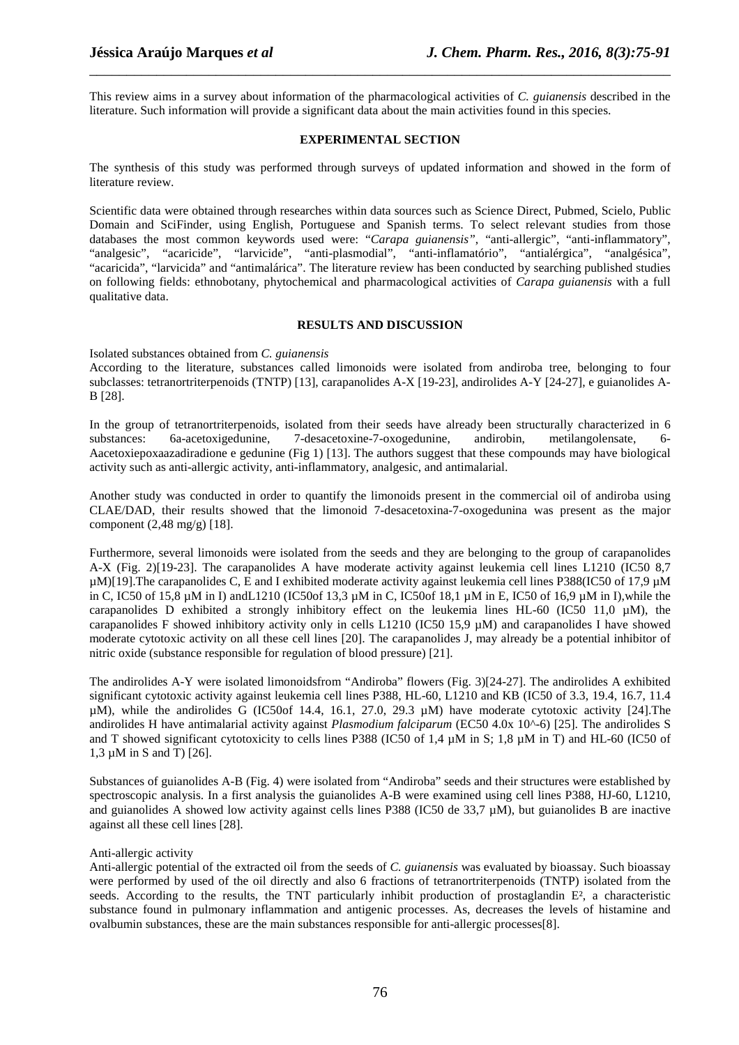This review aims in a survey about information of the pharmacological activities of *C. guianensis* described in the literature. Such information will provide a significant data about the main activities found in this species.

## EXPERIMENTAL SECTION

The synthesis of this study was performed through surveys of updated information and showed in the form of literature review.

Scientific data were obtained through researches within data sources such as Science Direct, Pubmed, Scielo, Public Domain and SciFinder, using English, Portuguese and Spanish terms. To select relevant studies from those databases the most common keywords used were: "*Carapa guianensis*", "anti-allergic", "anti-inflammatory", "analgesic", "acaricide", "larvicide", "anti-plasmodial", "anti-inflamatório", "antialérgica", "analgésica", "acaricida", "larvicida" and "antimalárica". The literature review has been conducted by searching published studies on following fields: ethnobotany, phytochemical and pharmacological activities of *Carapa guianensis* with a full qualitative data.

## RESULTS AND DISCUSSION

### Isolated substances obtained from *C. guianensis*

According to the literature, substances called limonoids were isolated from andiroba tree, belonging to four subclasses: tetranortriterpenoids (TNTP) [13], carapanolides A-X [19-23], andirolides A-Y [24-27], e guianolides A-B [28].

In the group of tetranortriterpenoids, isolated from their seeds have already been structurally characterized in 6 substances: 6a-acetoxigedunine, 7-desacetoxine-7-oxogedunine, andirobin, metilangolensate, 6-Aacetoxiepoxaazadiradione e gedunine (Fig 1) [13]. The authors suggest that these compounds may have biological activity such as anti-allergic activity, anti-inflammatory, analgesic, and antimalarial.

Another study was conducted in order to quantify the limonoids present in the commercial oil of andiroba using CLAE/DAD, their results showed that the limonoid 7-desacetoxina-7-oxogedunina was present as the major component (2,48 mg/g) [18].

Furthermore, several limonoids were isolated from the seeds and they are belonging to the group of carapanolides A-X (Fig. 2)[19-23]. The carapanolides A have moderate activity against leukemia cell lines L1210 ($IC_{50}$ 8,7 µM)[19].The carapanolides C, E and I exhibited moderate activity against leukemia cell lines P388($IC_{50}$ of 17,9 µM in C, $IC_{50}$ of 15,8 µM in I) andL1210 ($IC_{50}$of 13,3 µM in C, $IC_{50}$of 18,1 µM in E, $IC_{50}$ of 16,9 µM in I),while the carapanolides D exhibited a strongly inhibitory effect on the leukemia lines HL-60 ($IC_{50}$ 11,0 µM), the carapanolides F showed inhibitory activity only in cells L1210 ($IC_{50}$ 15,9 µM) and carapanolides I have showed moderate cytotoxic activity on all these cell lines [20]. The carapanolides J, may already be a potential inhibitor of nitric oxide (substance responsible for regulation of blood pressure) [21].

The andirolides A-Y were isolated limonoidsfrom "Andiroba" flowers (Fig. 3)[24-27]. The andirolides A exhibited significant cytotoxic activity against leukemia cell lines P388, HL-60, L1210 and KB ($IC_{50}$ of 3.3, 19.4, 16.7, 11.4 µM), while the andirolides G ($IC_{50}$of 14.4, 16.1, 27.0, 29.3 µM) have moderate cytotoxic activity [24].The andirolides H have antimalarial activity against *Plasmodium falciparum* ($EC_{50}$ $4.0 \times 10^{-6}$) [25]. The andirolides S and T showed significant cytotoxicity to cells lines P388 ($IC_{50}$ of 1,4 µM in S; 1,8 µM in T) and HL-60 ($IC_{50}$ of 1,3 µM in S and T) [26].

Substances of guianolides A-B (Fig. 4) were isolated from "Andiroba" seeds and their structures were established by spectroscopic analysis. In a first analysis the guianolides A-B were examined using cell lines P388, HJ-60, L1210, and guianolides A showed low activity against cells lines P388 ($IC_{50}$ de 33,7 µM), but guianolides B are inactive against all these cell lines [28].

### Anti-allergic activity

Anti-allergic potential of the extracted oil from the seeds of *C. guianensis* was evaluated by bioassay. Such bioassay were performed by used of the oil directly and also 6 fractions of tetranortriterpenoids (TNTP) isolated from the seeds. According to the results, the TNT particularly inhibit production of prostaglandin $E^2$, a characteristic substance found in pulmonary inflammation and antigenic processes. As, decreases the levels of histamine and ovalbumin substances, these are the main substances responsible for anti-allergic processes[8].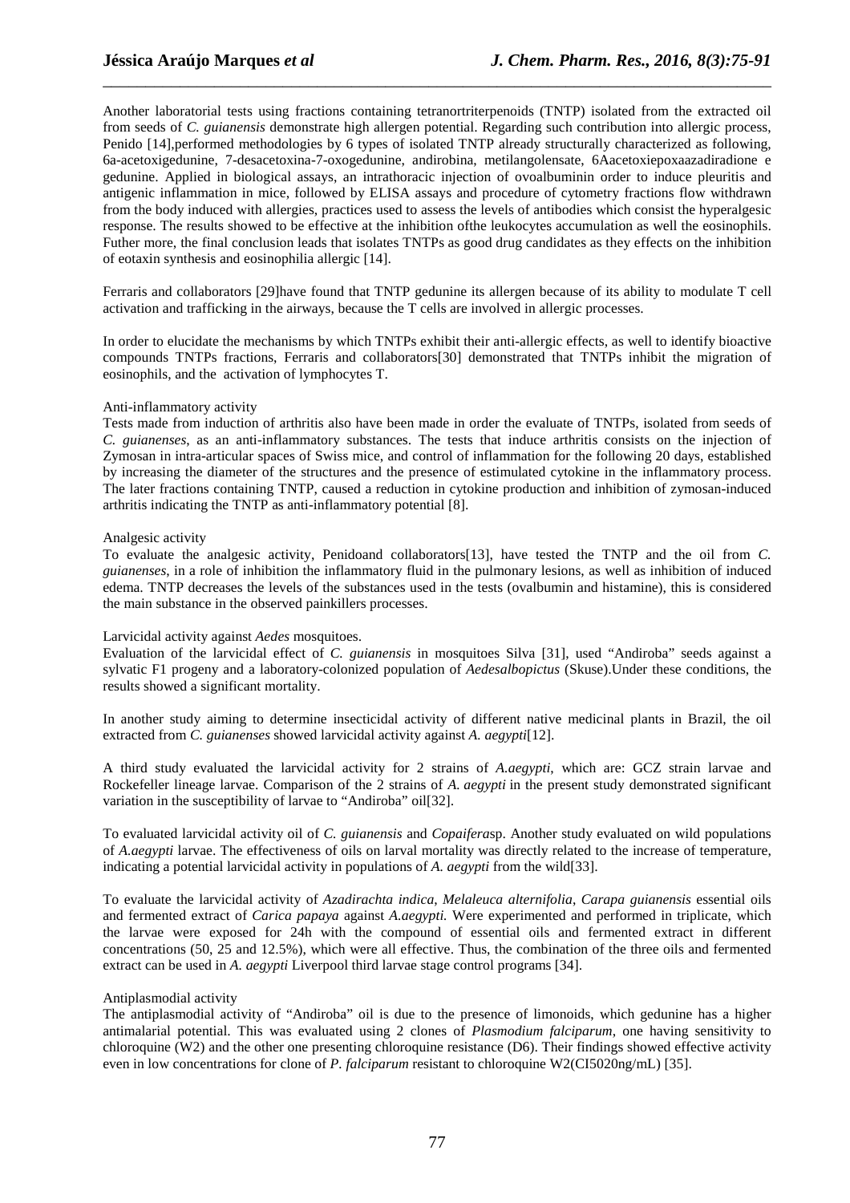Another laboratorial tests using fractions containing tetranortriterpenoids (TNTP) isolated from the extracted oil from seeds of *C. guianensis* demonstrate high allergen potential. Regarding such contribution into allergic process, Penido [14],performed methodologies by 6 types of isolated TNTP already structurally characterized as following, 6a-acetoxigedunine, 7-desacetoxina-7-oxogedunine, andirobina, metilangolensate, 6Aacetoxiepoxaazadiradione e gedunine. Applied in biological assays, an intrathoracic injection of ovoalbuminin order to induce pleuritis and antigenic inflammation in mice, followed by ELISA assays and procedure of cytometry fractions flow withdrawn from the body induced with allergies, practices used to assess the levels of antibodies which consist the hyperalgesic response. The results showed to be effective at the inhibition ofthe leukocytes accumulation as well the eosinophils. Futher more, the final conclusion leads that isolates TNTPs as good drug candidates as they effects on the inhibition of eotaxin synthesis and eosinophilia allergic [14].

Ferraris and collaborators [29]have found that TNTP gedunine its allergen because of its ability to modulate T cell activation and trafficking in the airways, because the T cells are involved in allergic processes.

In order to elucidate the mechanisms by which TNTPs exhibit their anti-allergic effects, as well to identify bioactive compounds TNTPs fractions, Ferraris and collaborators[30] demonstrated that TNTPs inhibit the migration of eosinophils, and the activation of lymphocytes T.

Anti-inflammatory activity

Tests made from induction of arthritis also have been made in order the evaluate of TNTPs, isolated from seeds of *C. guianenses*, as an anti-inflammatory substances. The tests that induce arthritis consists on the injection of Zymosan in intra-articular spaces of Swiss mice, and control of inflammation for the following 20 days, established by increasing the diameter of the structures and the presence of estimulated cytokine in the inflammatory process. The later fractions containing TNTP, caused a reduction in cytokine production and inhibition of zymosan-induced arthritis indicating the TNTP as anti-inflammatory potential [8].

Analgesic activity

To evaluate the analgesic activity, Penidoand collaborators[13], have tested the TNTP and the oil from *C. guianenses*, in a role of inhibition the inflammatory fluid in the pulmonary lesions, as well as inhibition of induced edema. TNTP decreases the levels of the substances used in the tests (ovalbumin and histamine), this is considered the main substance in the observed painkillers processes.

Larvicidal activity against *Aedes* mosquitoes.

Evaluation of the larvicidal effect of *C. guianensis* in mosquitoes Silva [31], used "Andiroba" seeds against a sylvatic F1 progeny and a laboratory-colonized population of *Aedesalbopictus* (Skuse).Under these conditions, the results showed a significant mortality.

In another study aiming to determine insecticidal activity of different native medicinal plants in Brazil, the oil extracted from *C. guianenses* showed larvicidal activity against *A. aegypti*[12].

A third study evaluated the larvicidal activity for 2 strains of *A.aegypti*, which are: GCZ strain larvae and Rockefeller lineage larvae. Comparison of the 2 strains of *A. aegypti* in the present study demonstrated significant variation in the susceptibility of larvae to "Andiroba" oil[32].

To evaluated larvicidal activity oil of *C. guianensis* and *Copaifera*sp. Another study evaluated on wild populations of *A.aegypti* larvae. The effectiveness of oils on larval mortality was directly related to the increase of temperature, indicating a potential larvicidal activity in populations of *A. aegypti* from the wild[33].

To evaluate the larvicidal activity of *Azadirachta indica*, *Melaleuca alternifolia*, *Carapa guianensis* essential oils and fermented extract of *Carica papaya* against *A.aegypti.* Were experimented and performed in triplicate, which the larvae were exposed for 24h with the compound of essential oils and fermented extract in different concentrations (50, 25 and 12.5%), which were all effective. Thus, the combination of the three oils and fermented extract can be used in *A. aegypti* Liverpool third larvae stage control programs [34].

Antiplasmodial activity

The antiplasmodial activity of "Andiroba" oil is due to the presence of limonoids, which gedunine has a higher antimalarial potential. This was evaluated using 2 clones of *Plasmodium falciparum*, one having sensitivity to chloroquine (W2) and the other one presenting chloroquine resistance (D6). Their findings showed effective activity even in low concentrations for clone of *P. falciparum* resistant to chloroquine W2(CI5020ng/mL) [35].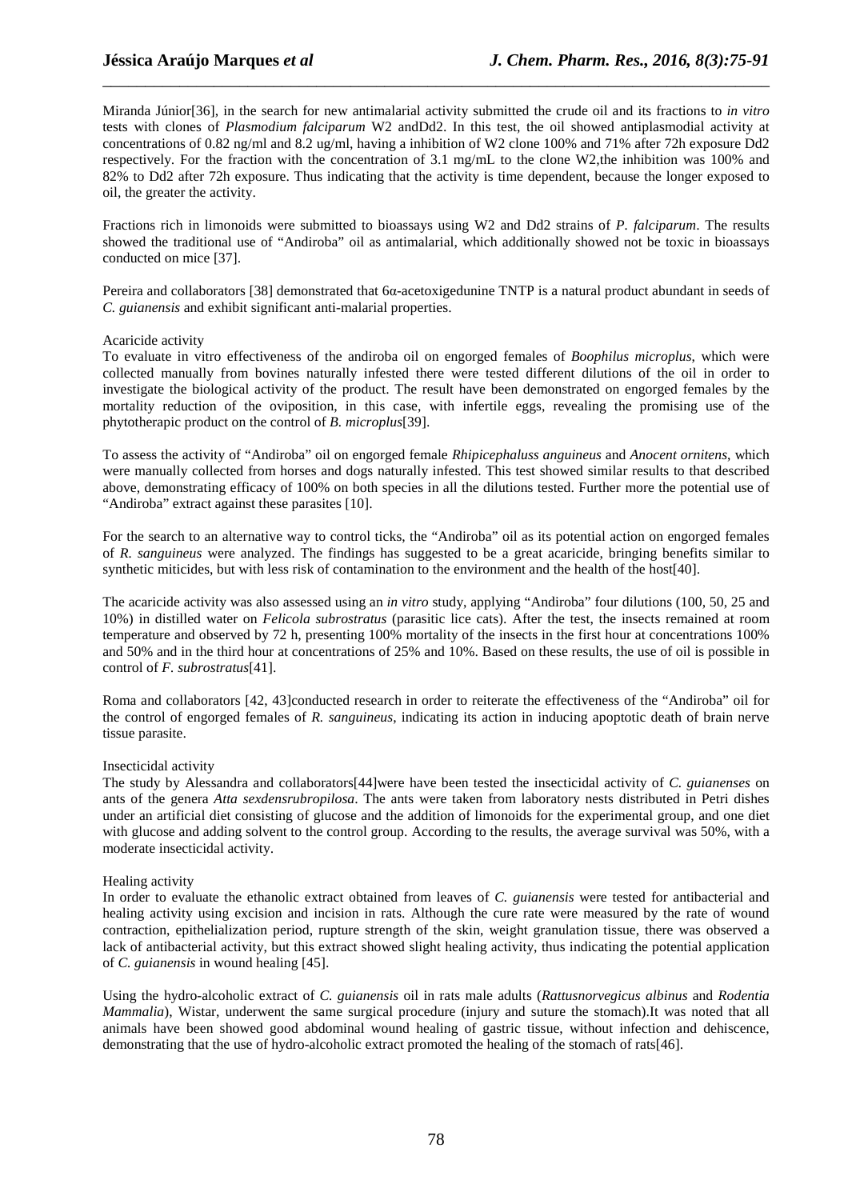Miranda Júnior[36], in the search for new antimalarial activity submitted the crude oil and its fractions to *in vitro* tests with clones of *Plasmodium falciparum* W2 andDd2. In this test, the oil showed antiplasmodial activity at concentrations of 0.82 ng/ml and 8.2 ug/ml, having a inhibition of W2 clone 100% and 71% after 72h exposure Dd2 respectively. For the fraction with the concentration of 3.1 mg/mL to the clone W2,the inhibition was 100% and 82% to Dd2 after 72h exposure. Thus indicating that the activity is time dependent, because the longer exposed to oil, the greater the activity.

Fractions rich in limonoids were submitted to bioassays using W2 and Dd2 strains of *P. falciparum*. The results showed the traditional use of "Andiroba" oil as antimalarial, which additionally showed not be toxic in bioassays conducted on mice [37].

Pereira and collaborators [38] demonstrated that 6α-acetoxigedunine TNTP is a natural product abundant in seeds of *C. guianensis* and exhibit significant anti-malarial properties.

Acaricide activity

To evaluate in vitro effectiveness of the andiroba oil on engorged females of *Boophilus microplus*, which were collected manually from bovines naturally infested there were tested different dilutions of the oil in order to investigate the biological activity of the product. The result have been demonstrated on engorged females by the mortality reduction of the oviposition, in this case, with infertile eggs, revealing the promising use of the phytotherapic product on the control of *B. microplus*[39].

To assess the activity of "Andiroba" oil on engorged female *Rhipicephaluss anguineus* and *Anocent ornitens*, which were manually collected from horses and dogs naturally infested. This test showed similar results to that described above, demonstrating efficacy of 100% on both species in all the dilutions tested. Further more the potential use of "Andiroba" extract against these parasites [10].

For the search to an alternative way to control ticks, the "Andiroba" oil as its potential action on engorged females of *R. sanguineus* were analyzed. The findings has suggested to be a great acaricide, bringing benefits similar to synthetic miticides, but with less risk of contamination to the environment and the health of the host[40].

The acaricide activity was also assessed using an *in vitro* study, applying "Andiroba" four dilutions (100, 50, 25 and 10%) in distilled water on *Felicola subrostratus* (parasitic lice cats). After the test, the insects remained at room temperature and observed by 72 h, presenting 100% mortality of the insects in the first hour at concentrations 100% and 50% and in the third hour at concentrations of 25% and 10%. Based on these results, the use of oil is possible in control of *F. subrostratus*[41].

Roma and collaborators [42, 43]conducted research in order to reiterate the effectiveness of the "Andiroba" oil for the control of engorged females of *R. sanguineus*, indicating its action in inducing apoptotic death of brain nerve tissue parasite.

Insecticidal activity

The study by Alessandra and collaborators[44]were have been tested the insecticidal activity of *C. guianenses* on ants of the genera *Atta sexdensrubropilosa*. The ants were taken from laboratory nests distributed in Petri dishes under an artificial diet consisting of glucose and the addition of limonoids for the experimental group, and one diet with glucose and adding solvent to the control group. According to the results, the average survival was 50%, with a moderate insecticidal activity.

Healing activity

In order to evaluate the ethanolic extract obtained from leaves of *C. guianensis* were tested for antibacterial and healing activity using excision and incision in rats. Although the cure rate were measured by the rate of wound contraction, epithelialization period, rupture strength of the skin, weight granulation tissue, there was observed a lack of antibacterial activity, but this extract showed slight healing activity, thus indicating the potential application of *C. guianensis* in wound healing [45].

Using the hydro-alcoholic extract of *C. guianensis* oil in rats male adults (*Rattusnorvegicus albinus* and *Rodentia Mammalia*), Wistar, underwent the same surgical procedure (injury and suture the stomach).It was noted that all animals have been showed good abdominal wound healing of gastric tissue, without infection and dehiscence, demonstrating that the use of hydro-alcoholic extract promoted the healing of the stomach of rats[46].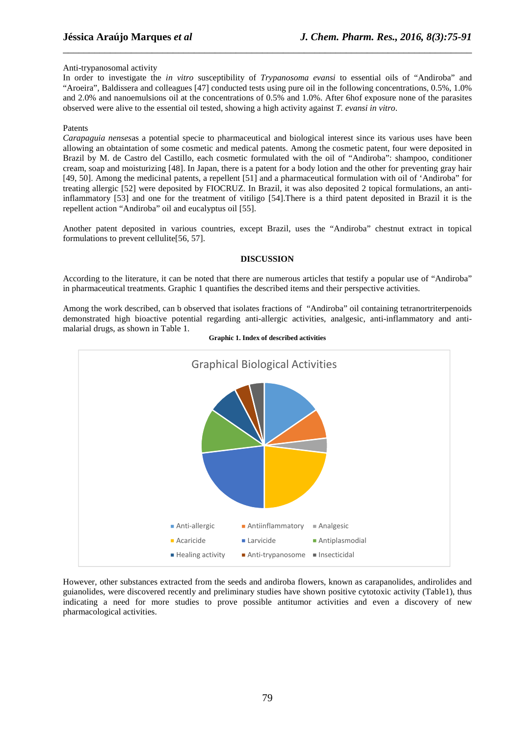Anti-trypanosomal activity

In order to investigate the *in vitro* susceptibility of *Trypanosoma evansi* to essential oils of "Andiroba" and "Aroeira", Baldissera and colleagues [47] conducted tests using pure oil in the following concentrations, 0.5%, 1.0% and 2.0% and nanoemulsions oil at the concentrations of 0.5% and 1.0%. After 6hof exposure none of the parasites observed were alive to the essential oil tested, showing a high activity against *T. evansi in vitro*.

Patents

*Carapaguia nenses*as a potential specie to pharmaceutical and biological interest since its various uses have been allowing an obtaintation of some cosmetic and medical patents. Among the cosmetic patent, four were deposited in Brazil by M. de Castro del Castillo, each cosmetic formulated with the oil of "Andiroba": shampoo, conditioner cream, soap and moisturizing [48]. In Japan, there is a patent for a body lotion and the other for preventing gray hair [49, 50]. Among the medicinal patents, a repellent [51] and a pharmaceutical formulation with oil of 'Andiroba" for treating allergic [52] were deposited by FIOCRUZ. In Brazil, it was also deposited 2 topical formulations, an anti-inflammatory [53] and one for the treatment of vitiligo [54].There is a third patent deposited in Brazil it is the repellent action "Andiroba" oil and eucalyptus oil [55].

Another patent deposited in various countries, except Brazil, uses the "Andiroba" chestnut extract in topical formulations to prevent cellulite[56, 57].

## DISCUSSION

According to the literature, it can be noted that there are numerous articles that testify a popular use of "Andiroba" in pharmaceutical treatments. Graphic 1 quantifies the described items and their perspective activities.

Among the work described, can b observed that isolates fractions of "Andiroba" oil containing tetranortriterpenoids demonstrated high bioactive potential regarding anti-allergic activities, analgesic, anti-inflammatory and anti-malarial drugs, as shown in Table 1.

**Graphic 1. Index of described activities**

Graphical Biological Activities

Anti-allergic, Antiinflammatory, Analgesic, Acaricide, Larvicide, Antiplasmodial, Healing activity, Anti-trypanosome, Insecticidal

However, other substances extracted from the seeds and andiroba flowers, known as carapanolides, andirolides and guianolides, were discovered recently and preliminary studies have shown positive cytotoxic activity (Table1), thus indicating a need for more studies to prove possible antitumor activities and even a discovery of new pharmacological activities.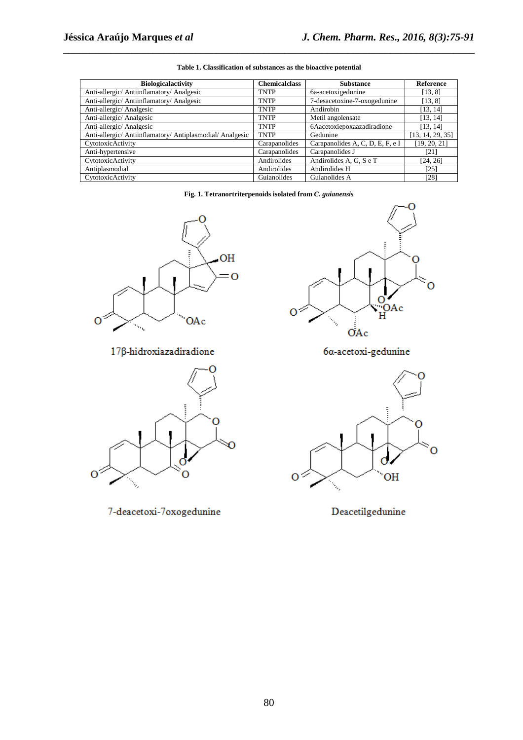**Table 1. Classification of substances as the bioactive potential**

| Biologicalactivity | Chemicalclass | Substance | Reference |
|---|---|---|---|
| Anti-allergic/ Antiinflamatory/ Analgesic | TNTP | 6a-acetoxigedunine | [13, 8] |
| Anti-allergic/ Antiinflamatory/ Analgesic | TNTP | 7-desacetoxine-7-oxogedunine | [13, 8] |
| Anti-allergic/ Analgesic | TNTP | Andirobin | [13, 14] |
| Anti-allergic/ Analgesic | TNTP | Metil angolensate | [13, 14] |
| Anti-allergic/ Analgesic | TNTP | 6Aacetoxiepoxaazadiradione | [13, 14] |
| Anti-allergic/ Antiinflamatory/ Antiplasmodial/ Analgesic | TNTP | Gedunine | [13, 14, 29, 35] |
| CytotoxicActivity | Carapanolides | Carapanolides A, C, D, E, F, e I | [19, 20, 21] |
| Anti-hypertensive | Carapanolides | Carapanolides J | [21] |
| CytotoxicActivity | Andirolides | Andirolides A, G, S e T | [24, 26] |
| Antiplasmodial | Andirolides | Andirolides H | [25] |
| CytotoxicActivity | Guianolides | Guianolides A | [28] |

**Fig. 1. Tetranortriterpenoids isolated from *C. guianensis***

17β-hidroxiazadiradione

6α-acetoxi-gedunine

7-deacetoxi-7oxogedunine

Deacetilgedunine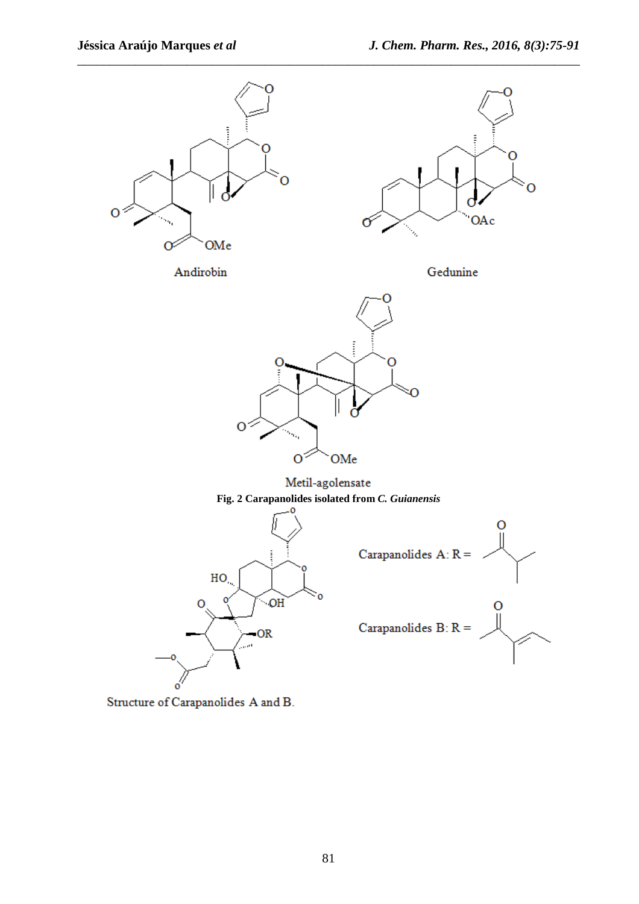Andirobin

Gedunine

Metil-agolensate

**Fig. 2 Carapanolides isolated from *C. Guianensis***

Carapanolides A: R =

Carapanolides B: R =

Structure of Carapanolides A and B.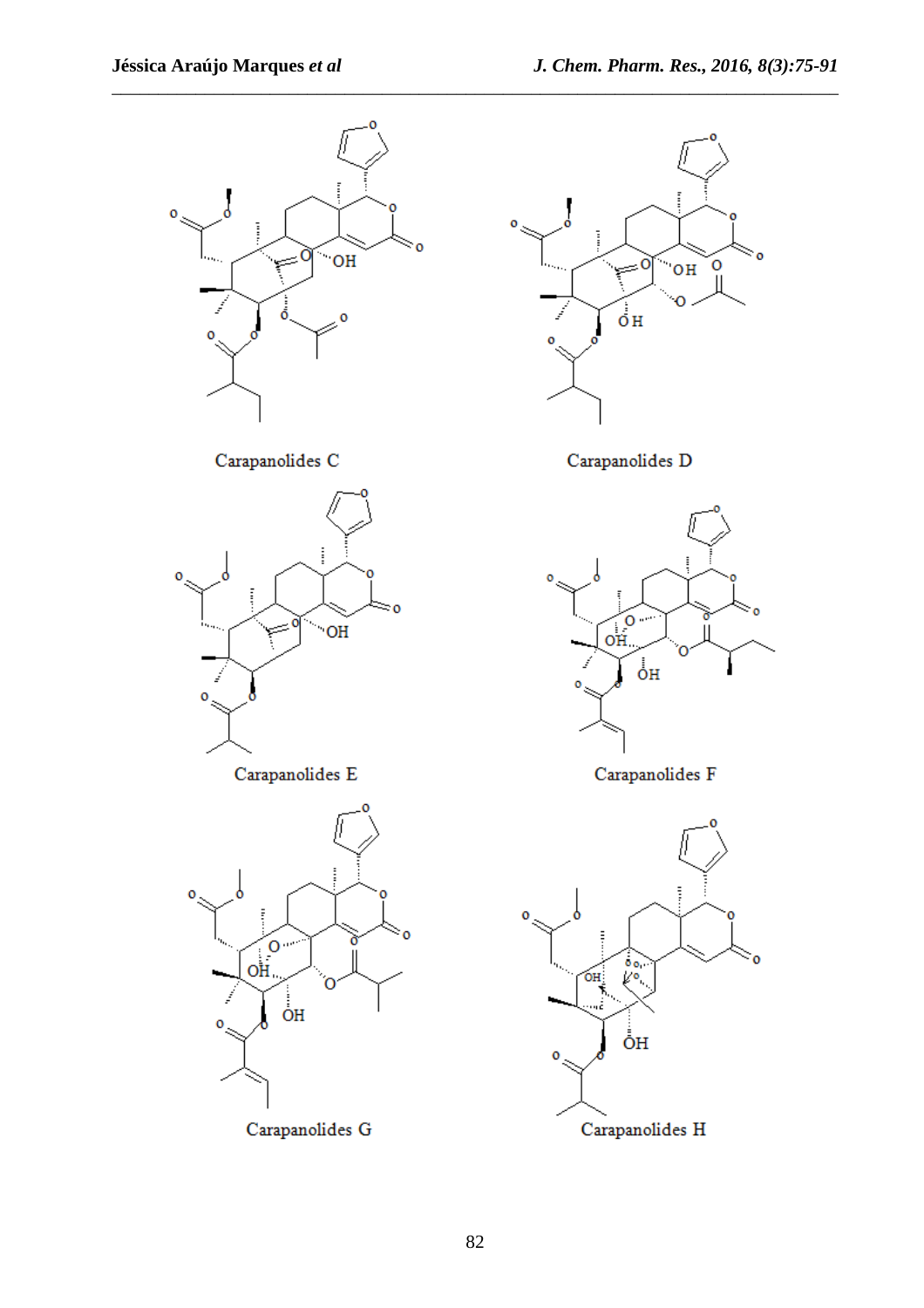Carapanolides C

Carapanolides D

Carapanolides E

Carapanolides F

Carapanolides G

Carapanolides H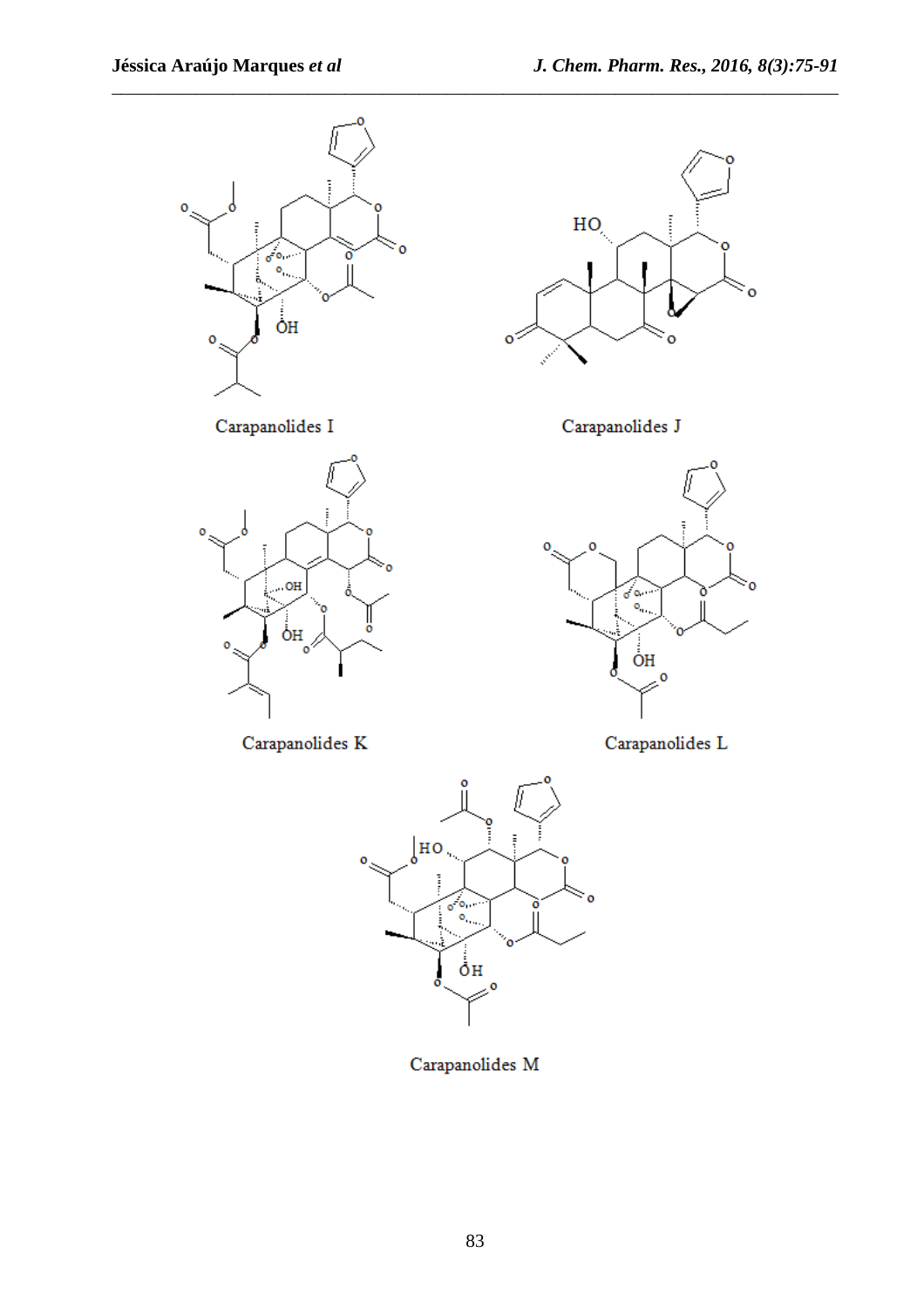Carapanolides I

Carapanolides J

Carapanolides K

Carapanolides L

Carapanolides M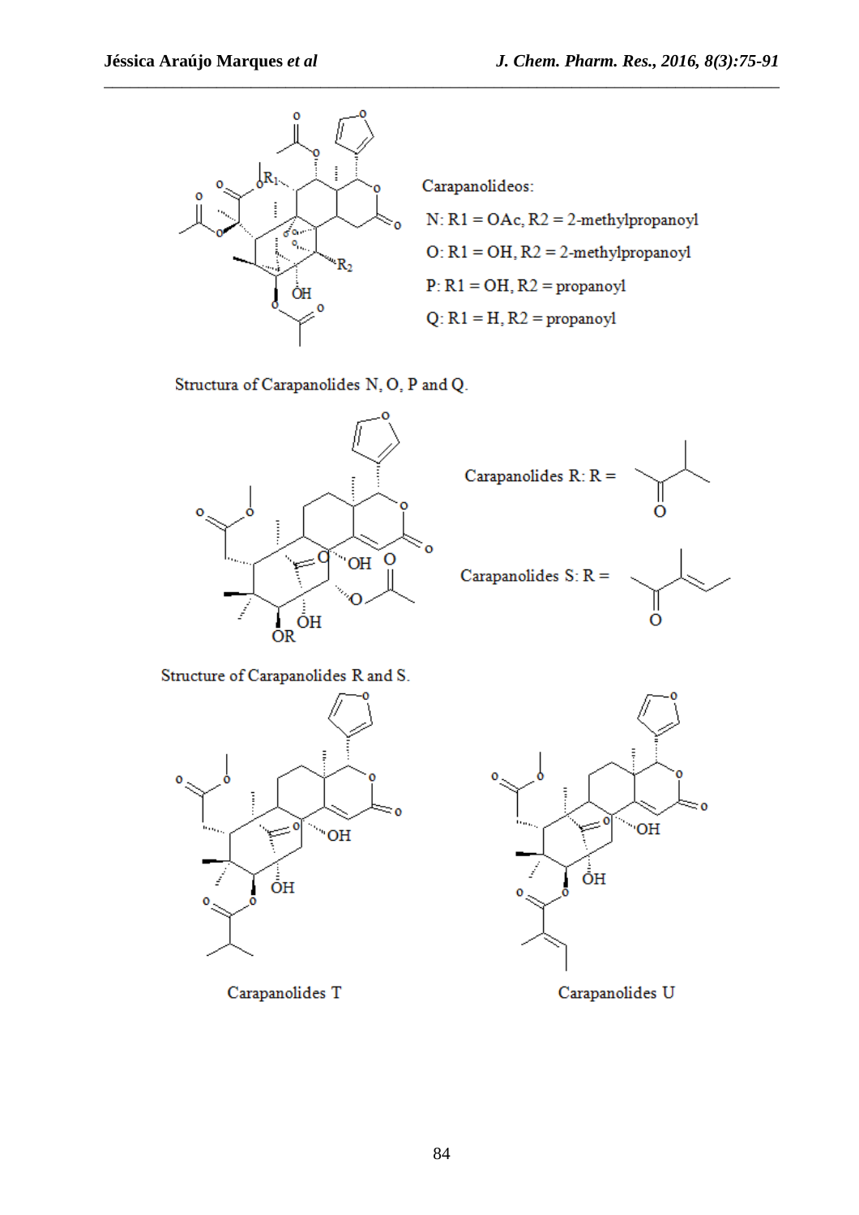Carapanolideos:

N: R1 = OAc, R2 = 2-methylpropanoyl

O: R1 = OH, R2 = 2-methylpropanoyl

P: R1 = OH, R2 = propanoyl

Q: R1 = H, R2 = propanoyl

Structura of Carapanolides N, O, P and Q.

Carapanolides R: R =

Carapanolides S: R =

Structure of Carapanolides R and S.

Carapanolides T

Carapanolides U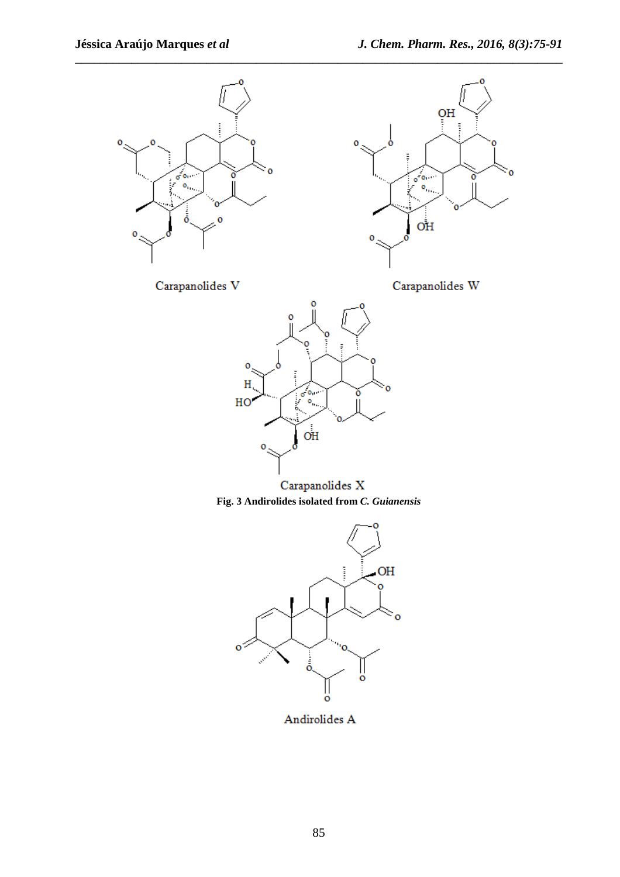Carapanolides V

Carapanolides W

Carapanolides X

**Fig. 3 Andirolides isolated from *C. Guianensis***

Andirolides A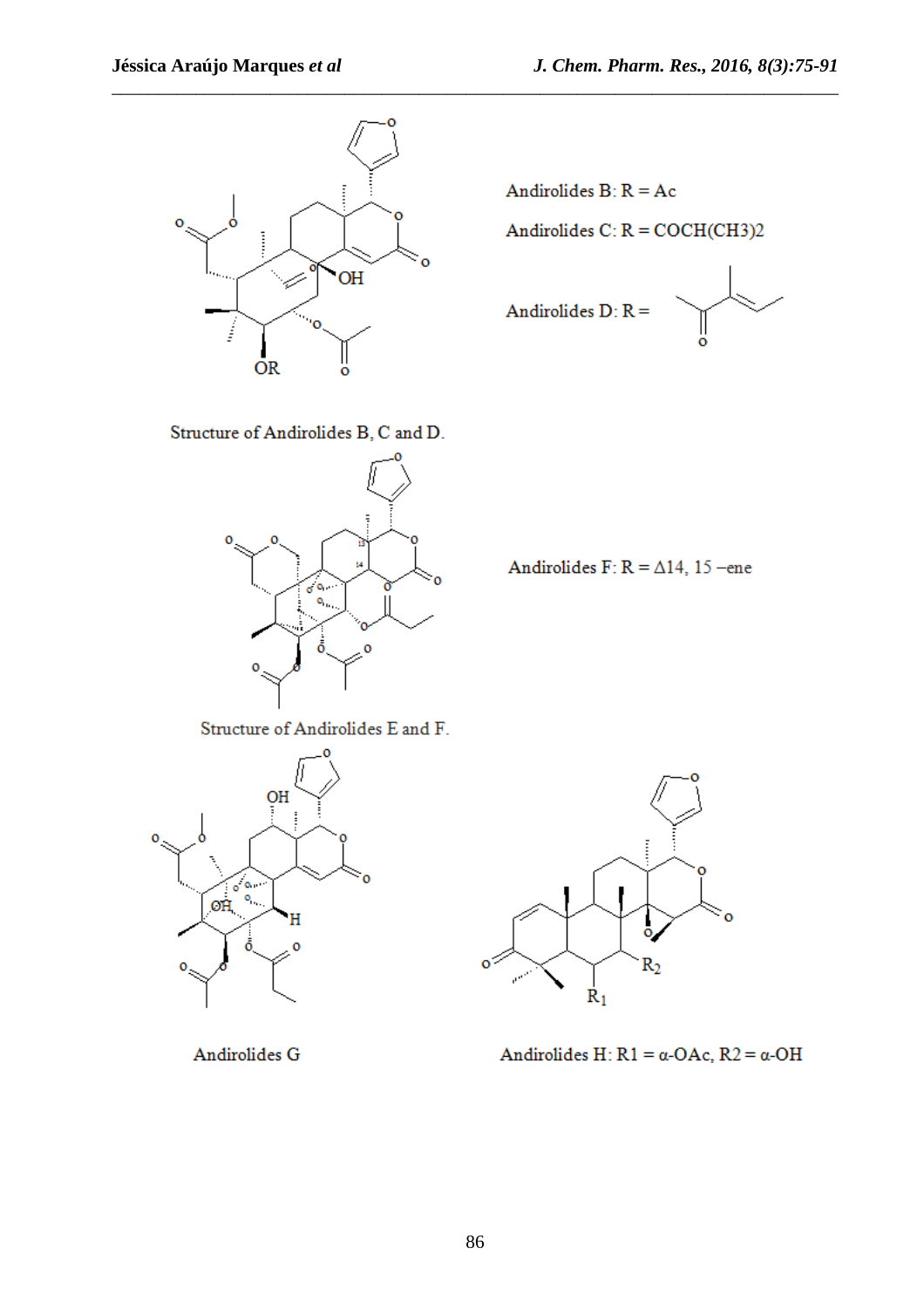Andirolides B: R = Ac

Andirolides C: R = COCH(CH3)2

Andirolides D: R =

Structure of Andirolides B, C and D.

Andirolides F: R = Δ14, 15 –ene

Structure of Andirolides E and F.

Andirolides G

Andirolides H: R1 = α-OAc, R2 = α-OH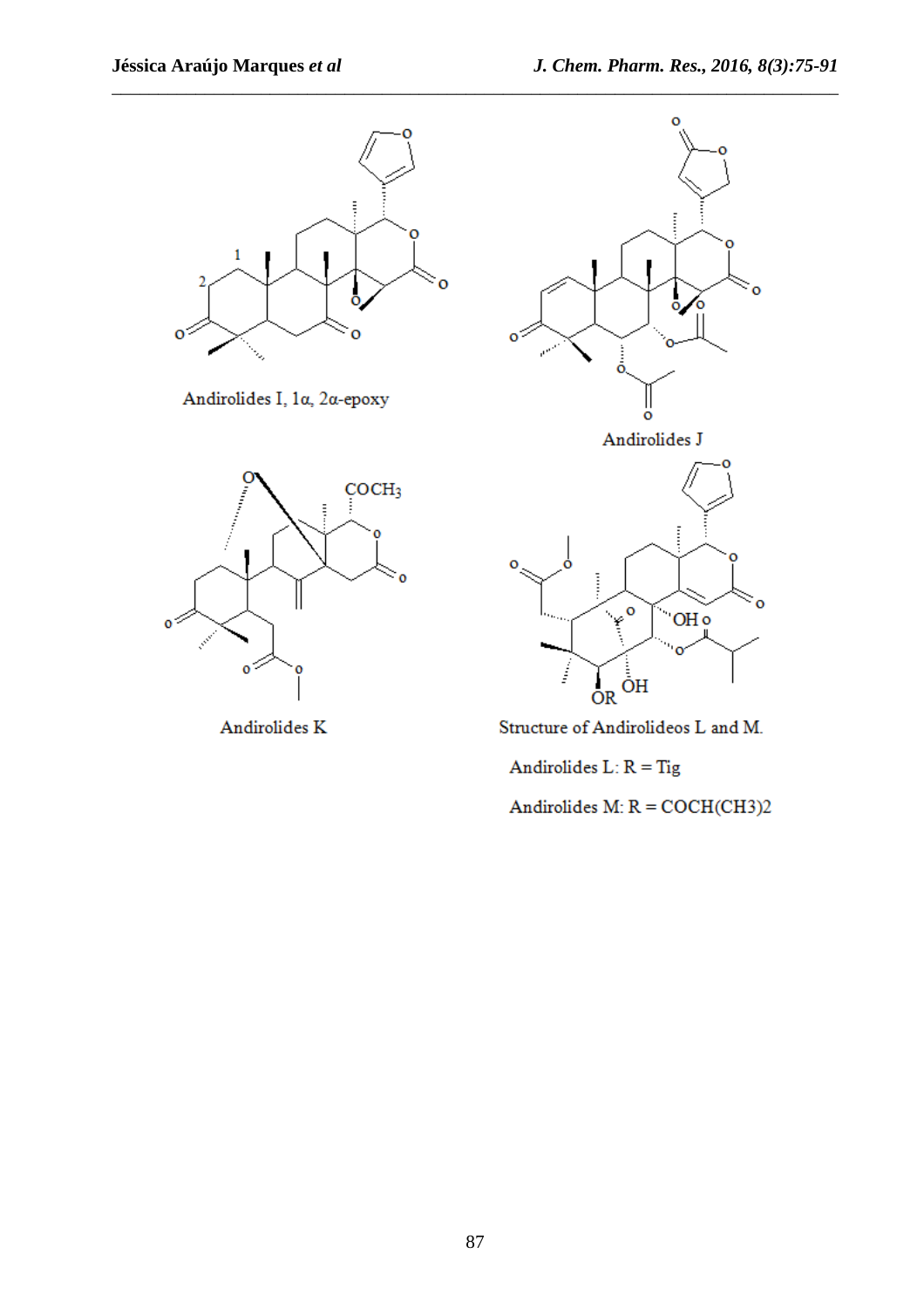Andirolides I, 1α, 2α-epoxy

Andirolides J

Andirolides K

Structure of Andirolideos L and M.

Andirolides L: R = Tig

Andirolides M: R = COCH(CH3)2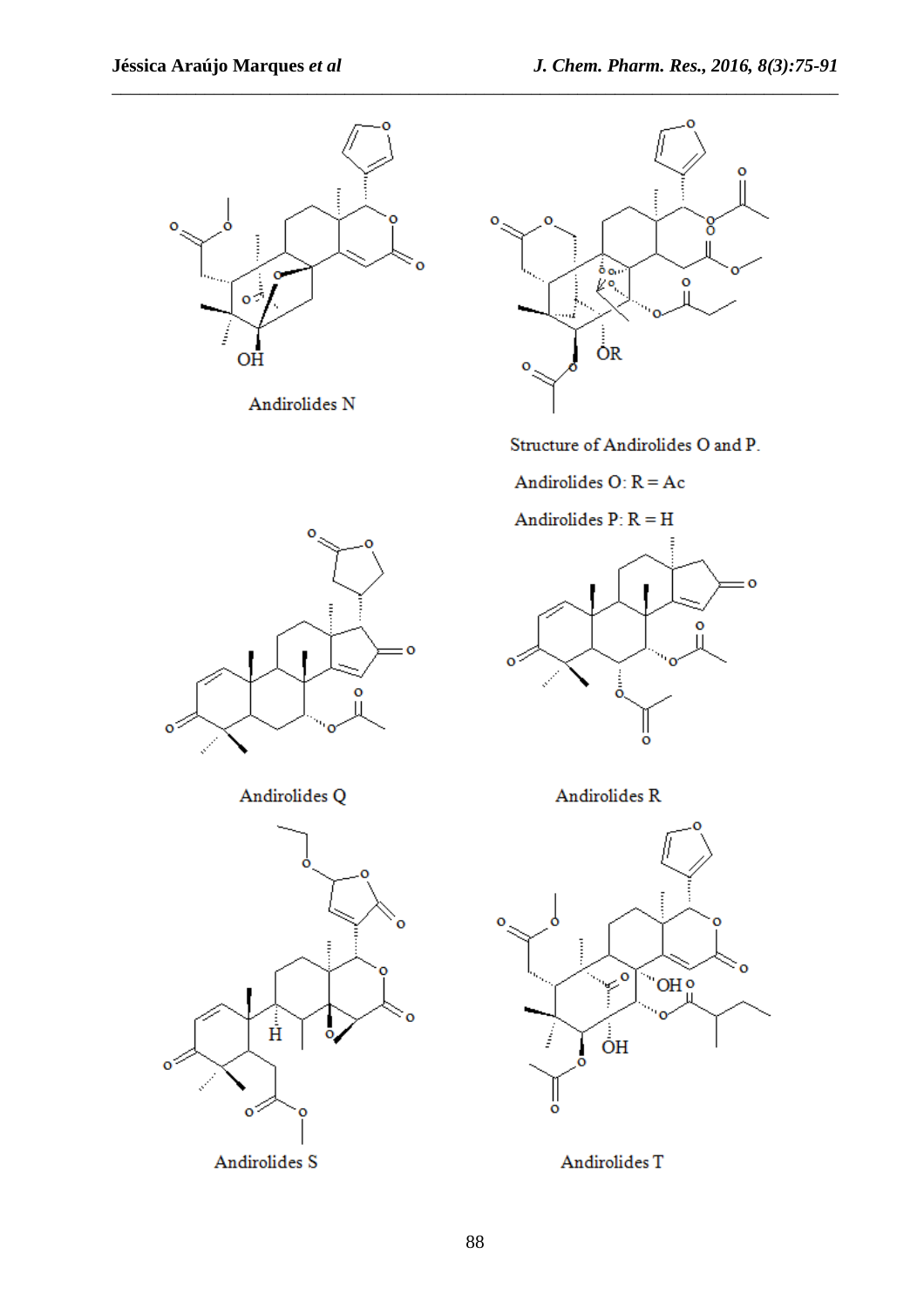Andirolides N

Structure of Andirolides O and P.

Andirolides O: R = Ac

Andirolides P: R = H

Andirolides Q

Andirolides R

Andirolides S

Andirolides T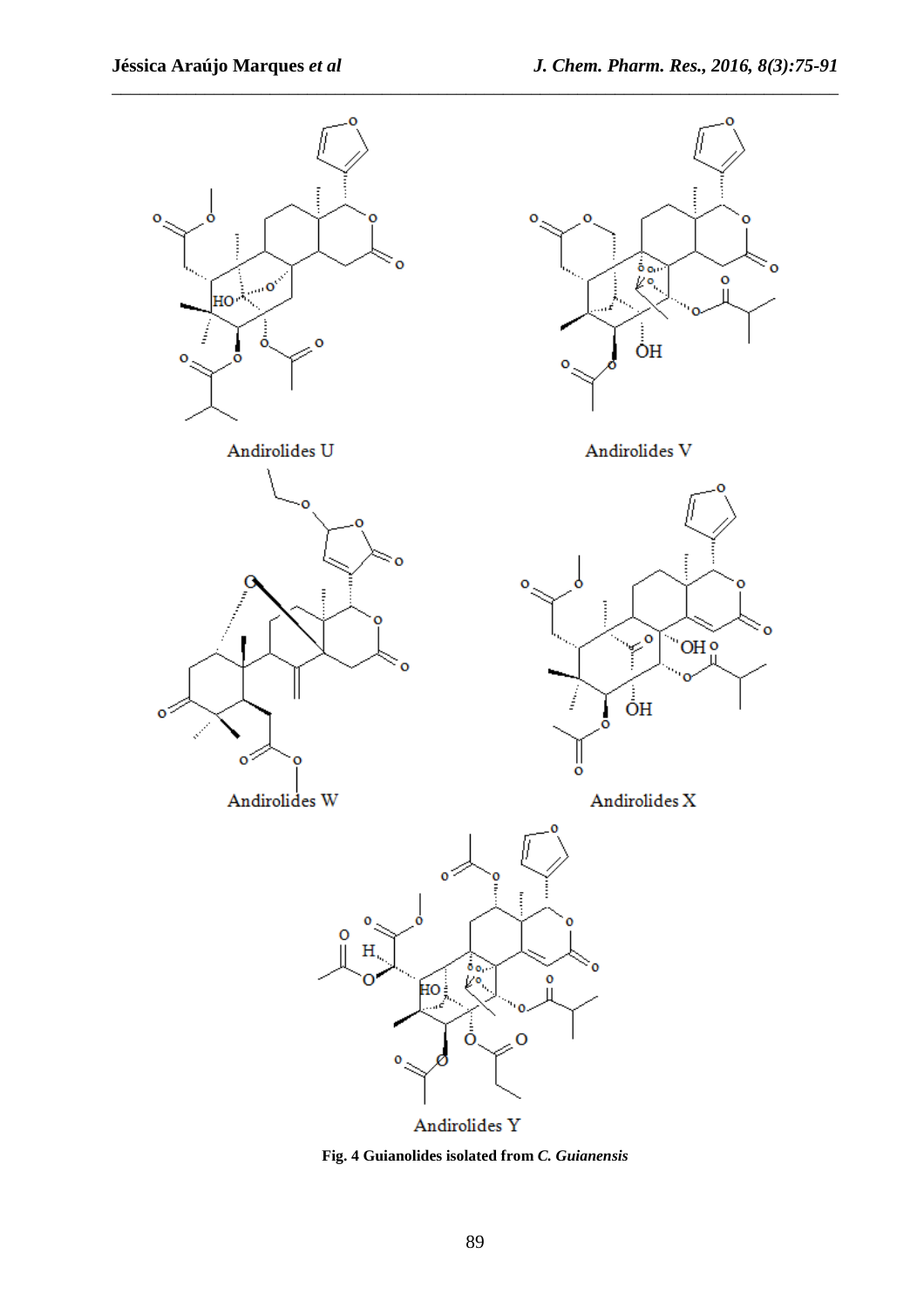Andirolides U

Andirolides V

Andirolides W

Andirolides X

Andirolides Y

**Fig. 4 Guianolides isolated from *C. Guianensis***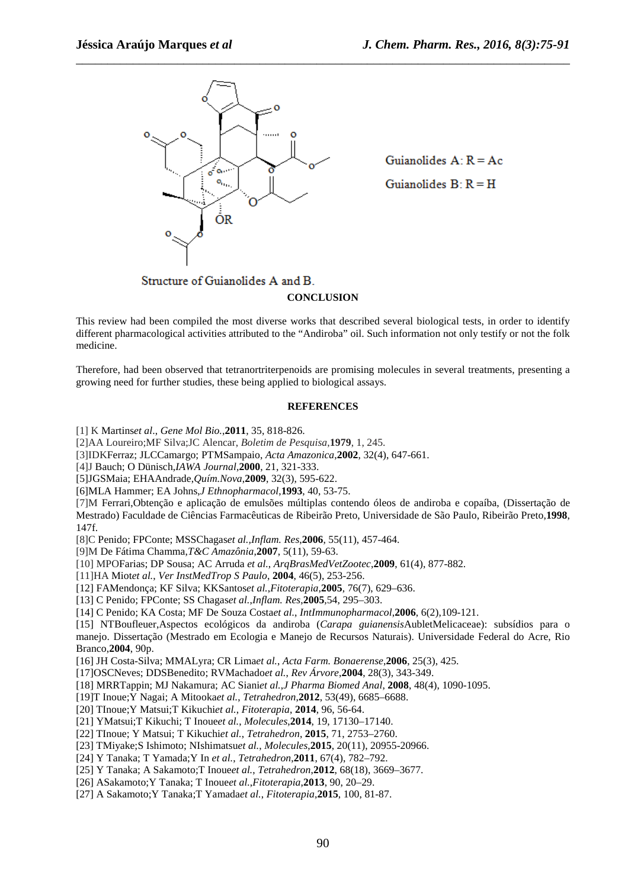Guianolides A: R = Ac

Guianolides B: R = H

Structure of Guianolides A and B.

## CONCLUSION

This review had been compiled the most diverse works that described several biological tests, in order to identify different pharmacological activities attributed to the "Andiroba" oil. Such information not only testify or not the folk medicine.

Therefore, had been observed that tetranortriterpenoids are promising molecules in several treatments, presenting a growing need for further studies, these being applied to biological assays.

## REFERENCES

[1] K Martins*et al*., *Gene Mol Bio.*,**2011**, 35, 818-826.

[2]AA Loureiro;MF Silva;JC Alencar, *Boletim de Pesquisa*,**1979**, 1, 245.

[3]IDKFerraz; JLCCamargo; PTMSampaio, *Acta Amazonica*,**2002**, 32(4), 647-661.

[4]J Bauch; O Dünisch,*IAWA Journal*,**2000**, 21, 321-333.

[5]JGSMaia; EHAAndrade,*Quím.Nova*,**2009**, 32(3), 595-622.

[6]MLA Hammer; EA Johns,*J Ethnopharmacol*,**1993**, 40, 53-75.

[7]M Ferrari,Obtenção e aplicação de emulsões múltiplas contendo óleos de andiroba e copaíba, (Dissertação de Mestrado) Faculdade de Ciências Farmacêuticas de Ribeirão Preto, Universidade de São Paulo, Ribeirão Preto,**1998**, 147f.

[8]C Penido; FPConte; MSSChagas*et al.*,*Inflam. Res*,**2006**, 55(11), 457-464.

[9]M De Fátima Chamma,*T&C Amazônia*,**2007**, 5(11), 59-63.

[10] MPOFarias; DP Sousa; AC Arruda *et al.*, *ArqBrasMedVetZootec*,**2009**, 61(4), 877-882.

[11]HA Miot*et al.*, *Ver InstMedTrop S Paulo*, **2004**, 46(5), 253-256.

[12] FAMendonça; KF Silva; KKSantos*et al.*,*Fitoterapia*,**2005**, 76(7), 629–636.

[13] C Penido; FPConte; SS Chagas*et al.*,*Inflam. Res*,**2005**,54, 295–303.

[14] C Penido; KA Costa; MF De Souza Costa*et al.*, *IntImmunopharmacol*,**2006**, 6(2),109-121.

[15] NTBoufleuer,Aspectos ecológicos da andiroba (*Carapa guianensis*AubletMelicaceae): subsídios para o manejo. Dissertação (Mestrado em Ecologia e Manejo de Recursos Naturais). Universidade Federal do Acre, Rio Branco,**2004**, 90p.

[16] JH Costa-Silva; MMALyra; CR Lima*et al.*, *Acta Farm. Bonaerense*,**2006**, 25(3), 425.

[17]OSCNeves; DDSBenedito; RVMachado*et al.*, *Rev Árvore*,**2004**, 28(3), 343-349.

[18] MRRTappin; MJ Nakamura; AC Siani*et al.*,*J Pharma Biomed Anal*, **2008**, 48(4), 1090-1095.

[19]T Inoue;Y Nagai; A Mitooka*et al.*, *Tetrahedron*,**2012**, 53(49), 6685–6688.

[20] TInoue;Y Matsui;T Kikuchi*et al.*, *Fitoterapia*, **2014**, 96, 56-64.

[21] YMatsui;T Kikuchi; T Inoue*et al.*, *Molecules*,**2014**, 19, 17130–17140.

[22] TInoue; Y Matsui; T Kikuchi*et al.*, *Tetrahedron*, **2015**, 71, 2753–2760.

[23] TMiyake;S Ishimoto; NIshimatsu*et al.*, *Molecules*,**2015**, 20(11), 20955-20966.

[24] Y Tanaka; T Yamada;Y In *et al.*, *Tetrahedron*,**2011**, 67(4), 782–792.

[25] Y Tanaka; A Sakamoto;T Inoue*et al.*, *Tetrahedron*,**2012**, 68(18), 3669–3677.

[26] ASakamoto;Y Tanaka; T Inoue*et al.*,*Fitoterapia*,**2013**, 90, 20–29.

[27] A Sakamoto;Y Tanaka;T Yamada*et al.*, *Fitoterapia*,**2015**, 100, 81-87.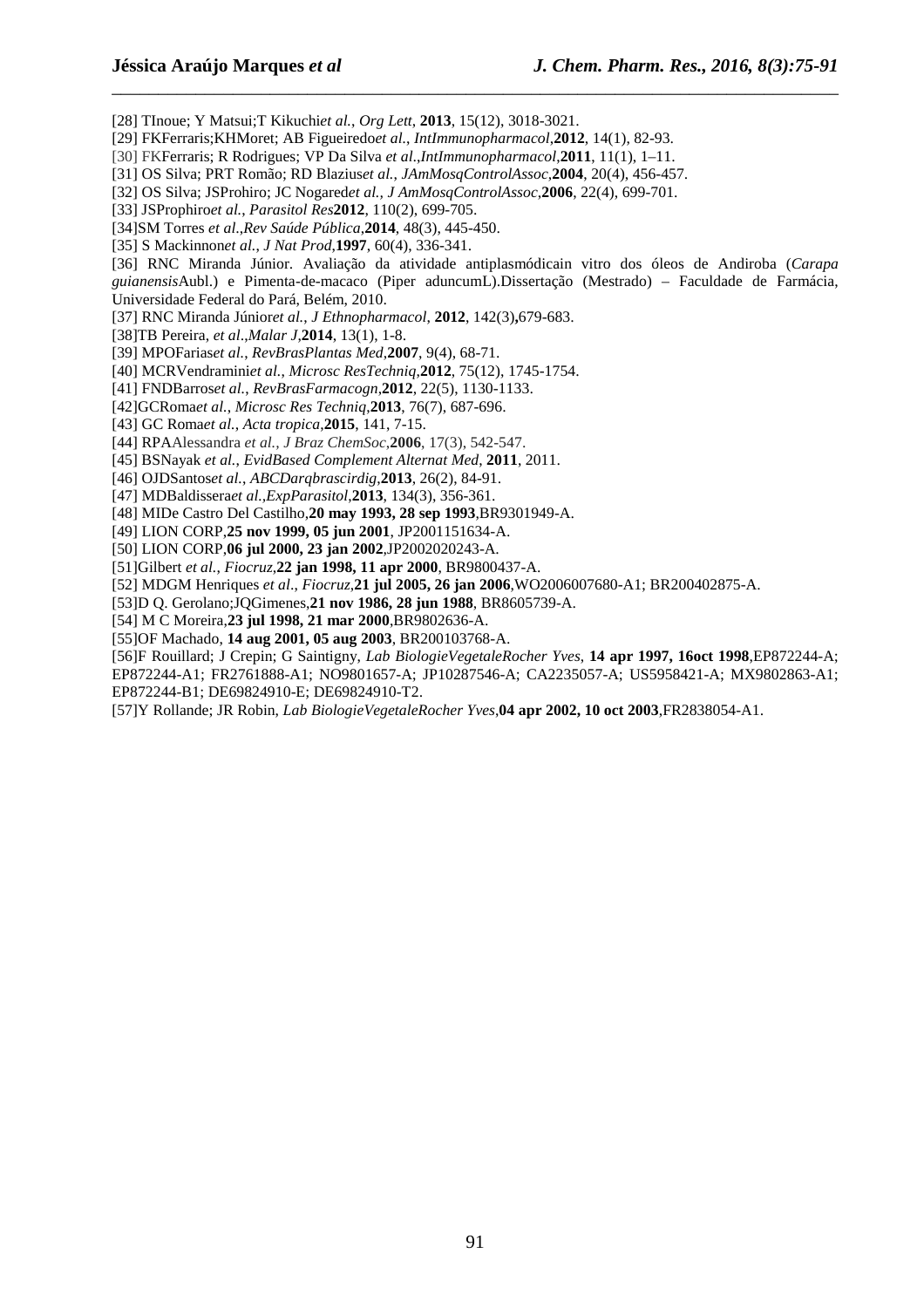[28] TInoue; Y Matsui;T Kikuchi*et al.*, *Org Lett*, **2013**, 15(12), 3018-3021.

[29] FKFerraris;KHMoret; AB Figueiredo*et al.*, *IntImmunopharmacol*,**2012**, 14(1), 82-93.

[30] FKFerraris; R Rodrigues; VP Da Silva *et al.*,*IntImmunopharmacol*,**2011**, 11(1), 1–11.

[31] OS Silva; PRT Romão; RD Blazius*et al.*, *JAmMosqControlAssoc*,**2004**, 20(4), 456-457.

[32] OS Silva; JSProhiro; JC Nogared*et al.*, *J AmMosqControlAssoc*,**2006**, 22(4), 699-701.

[33] JSProphiro*et al.*, *Parasitol Res***2012**, 110(2), 699-705.

[34]SM Torres *et al*.,*Rev Saúde Pública*,**2014**, 48(3), 445-450.

[35] S Mackinnon*et al.*, *J Nat Prod*,**1997**, 60(4), 336-341.

[36] RNC Miranda Júnior. Avaliação da atividade antiplasmódicain vitro dos óleos de Andiroba (*Carapa guianensis*Aubl.) e Pimenta-de-macaco (Piper aduncumL).Dissertação (Mestrado) – Faculdade de Farmácia, Universidade Federal do Pará, Belém, 2010.

[37] RNC Miranda Júnior*et al.*, *J Ethnopharmacol*, **2012**, 142(3)**,**679-683.

[38]TB Pereira, *et al*.,*Malar J*,**2014**, 13(1), 1-8.

[39] MPOFarias*et al.*, *RevBrasPlantas Med*,**2007**, 9(4), 68-71.

[40] MCRVendramini*et al.*, *Microsc ResTechniq*,**2012**, 75(12), 1745-1754.

[41] FNDBarros*et al.*, *RevBrasFarmacogn*,**2012**, 22(5), 1130-1133.

[42]GCRoma*et al.*, *Microsc Res Techniq*,**2013**, 76(7), 687-696.

[43] GC Roma*et al.*, *Acta tropica*,**2015**, 141, 7-15.

[44] RPAAlessandra *et al.*, *J Braz ChemSoc*,**2006**, 17(3), 542-547.

[45] BSNayak *et al.*, *EvidBased Complement Alternat Med*, **2011**, 2011.

[46] OJDSantos*et al.*, *ABCDarqbrascirdig*,**2013**, 26(2), 84-91.

[47] MDBaldissera*et al.*,*ExpParasitol*,**2013**, 134(3), 356-361.

[48] MIDe Castro Del Castilho,**20 may 1993, 28 sep 1993**,BR9301949-A.

[49] LION CORP,**25 nov 1999, 05 jun 2001**, JP2001151634-A.

[50] LION CORP,**06 jul 2000, 23 jan 2002**,JP2002020243-A.

[51]Gilbert *et al.*, *Fiocruz*,**22 jan 1998, 11 apr 2000**, BR9800437-A.

[52] MDGM Henriques *et al*., *Fiocruz*,**21 jul 2005, 26 jan 2006**,WO2006007680-A1; BR200402875-A.

[53]D Q. Gerolano;JQGimenes,**21 nov 1986, 28 jun 1988**, BR8605739-A.

[54] M C Moreira,**23 jul 1998, 21 mar 2000**,BR9802636-A.

[55]OF Machado, **14 aug 2001, 05 aug 2003**, BR200103768-A.

[56]F Rouillard; J Crepin; G Saintigny, *Lab BiologieVegetaleRocher Yves*, **14 apr 1997, 16oct 1998**,EP872244-A; EP872244-A1; FR2761888-A1; NO9801657-A; JP10287546-A; CA2235057-A; US5958421-A; MX9802863-A1; EP872244-B1; DE69824910-E; DE69824910-T2.

[57]Y Rollande; JR Robin, *Lab BiologieVegetaleRocher Yves*,**04 apr 2002, 10 oct 2003**,FR2838054-A1.